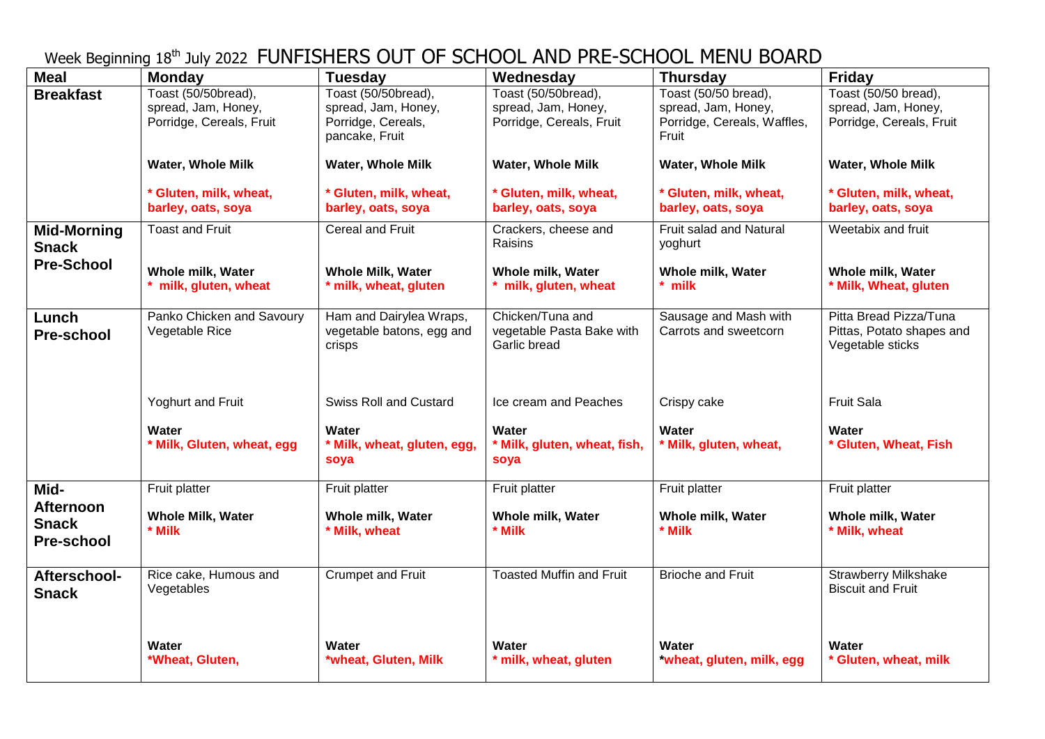# Week Beginning 18th July 2022 FUNFISHERS OUT OF SCHOOL AND PRE-SCHOOL MENU BOARD

| Meal | Monday | Tuesday | Wednesday | Thursday | Friday |
|---|---|---|---|---|---|
| **Breakfast** | Toast (50/50bread), spread, Jam, Honey, Porridge, Cereals, Fruit<br><br>**Water, Whole Milk**<br><br>**\* Gluten, milk, wheat, barley, oats, soya** | Toast (50/50bread), spread, Jam, Honey, Porridge, Cereals, pancake, Fruit<br><br>**Water, Whole Milk**<br><br>**\* Gluten, milk, wheat, barley, oats, soya** | Toast (50/50bread), spread, Jam, Honey, Porridge, Cereals, Fruit<br><br>**Water, Whole Milk**<br><br>**\* Gluten, milk, wheat, barley, oats, soya** | Toast (50/50 bread), spread, Jam, Honey, Porridge, Cereals, Waffles, Fruit<br><br>**Water, Whole Milk**<br><br>**\* Gluten, milk, wheat, barley, oats, soya** | Toast (50/50 bread), spread, Jam, Honey, Porridge, Cereals, Fruit<br><br>**Water, Whole Milk**<br><br>**\* Gluten, milk, wheat, barley, oats, soya** |
| **Mid-Morning Snack Pre-School** | Toast and Fruit<br><br>**Whole milk, Water**<br>**\* milk, gluten, wheat** | Cereal and Fruit<br><br>**Whole Milk, Water**<br>**\* milk, wheat, gluten** | Crackers, cheese and Raisins<br><br>**Whole milk, Water**<br>**\* milk, gluten, wheat** | Fruit salad and Natural yoghurt<br><br>**Whole milk, Water**<br>**\* milk** | Weetabix and fruit<br><br>**Whole milk, Water**<br>**\* Milk, Wheat, gluten** |
| **Lunch Pre-school** | Panko Chicken and Savoury Vegetable Rice<br><br>Yoghurt and Fruit<br><br>**Water**<br>**\* Milk, Gluten, wheat, egg** | Ham and Dairylea Wraps, vegetable batons, egg and crisps<br><br>Swiss Roll and Custard<br><br>**Water**<br>**\* Milk, wheat, gluten, egg, soya** | Chicken/Tuna and vegetable Pasta Bake with Garlic bread<br><br>Ice cream and Peaches<br><br>**Water**<br>**\* Milk, gluten, wheat, fish, soya** | Sausage and Mash with Carrots and sweetcorn<br><br>Crispy cake<br><br>**Water**<br>**\* Milk, gluten, wheat,** | Pitta Bread Pizza/Tuna Pittas, Potato shapes and Vegetable sticks<br><br>Fruit Sala<br><br>**Water**<br>**\* Gluten, Wheat, Fish** |
| **Mid-Afternoon Snack Pre-school** | Fruit platter<br><br>**Whole Milk, Water**<br>**\* Milk** | Fruit platter<br><br>**Whole milk, Water**<br>**\* Milk, wheat** | Fruit platter<br><br>**Whole milk, Water**<br>**\* Milk** | Fruit platter<br><br>**Whole milk, Water**<br>**\* Milk** | Fruit platter<br><br>**Whole milk, Water**<br>**\* Milk, wheat** |
| **Afterschool-Snack** | Rice cake, Humous and Vegetables<br><br>**Water**<br>**\*Wheat, Gluten,** | Crumpet and Fruit<br><br>**Water**<br>**\*wheat, Gluten, Milk** | Toasted Muffin and Fruit<br><br>**Water**<br>**\* milk, wheat, gluten** | Brioche and Fruit<br><br>**Water**<br>**\*wheat, gluten, milk, egg** | Strawberry Milkshake Biscuit and Fruit<br><br>**Water**<br>**\* Gluten, wheat, milk** |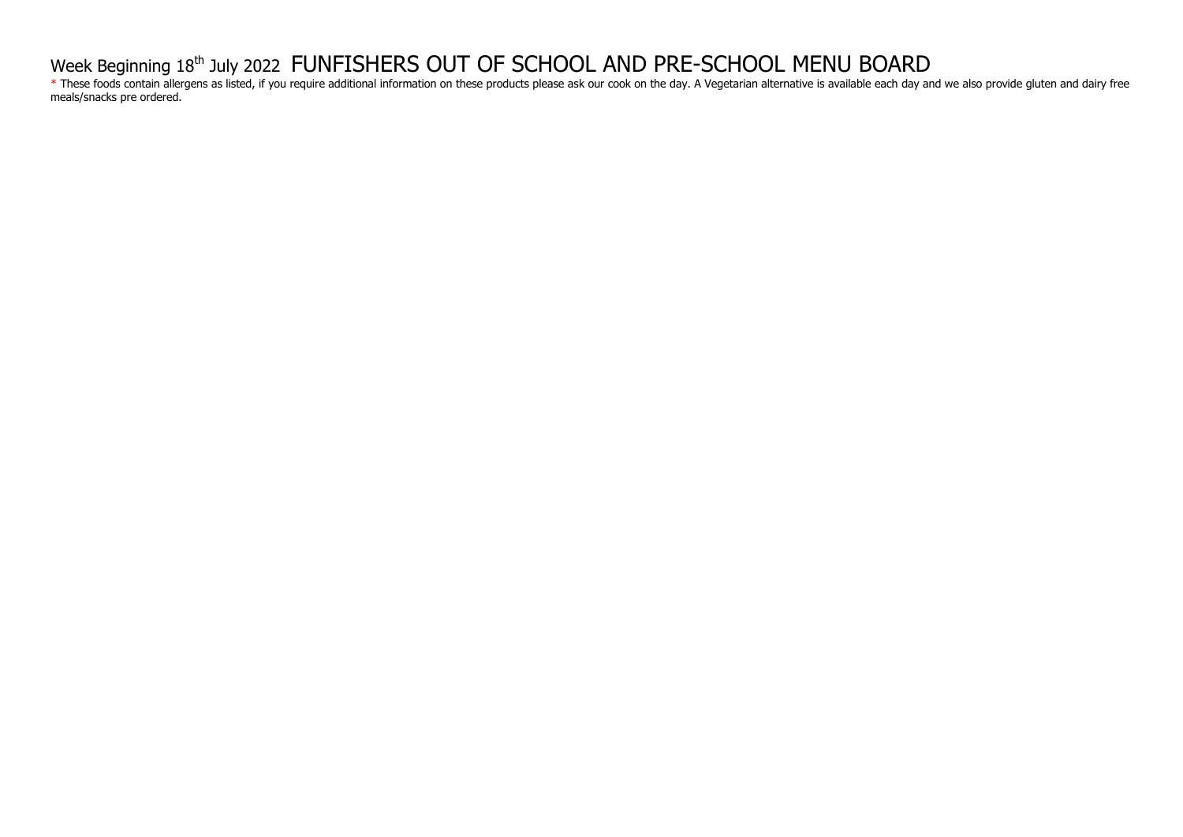# Week Beginning 18th July 2022 FUNFISHERS OUT OF SCHOOL AND PRE-SCHOOL MENU BOARD

* These foods contain allergens as listed, if you require additional information on these products please ask our cook on the day. A Vegetarian alternative is available each day and we also provide gluten and dairy free meals/snacks pre ordered.